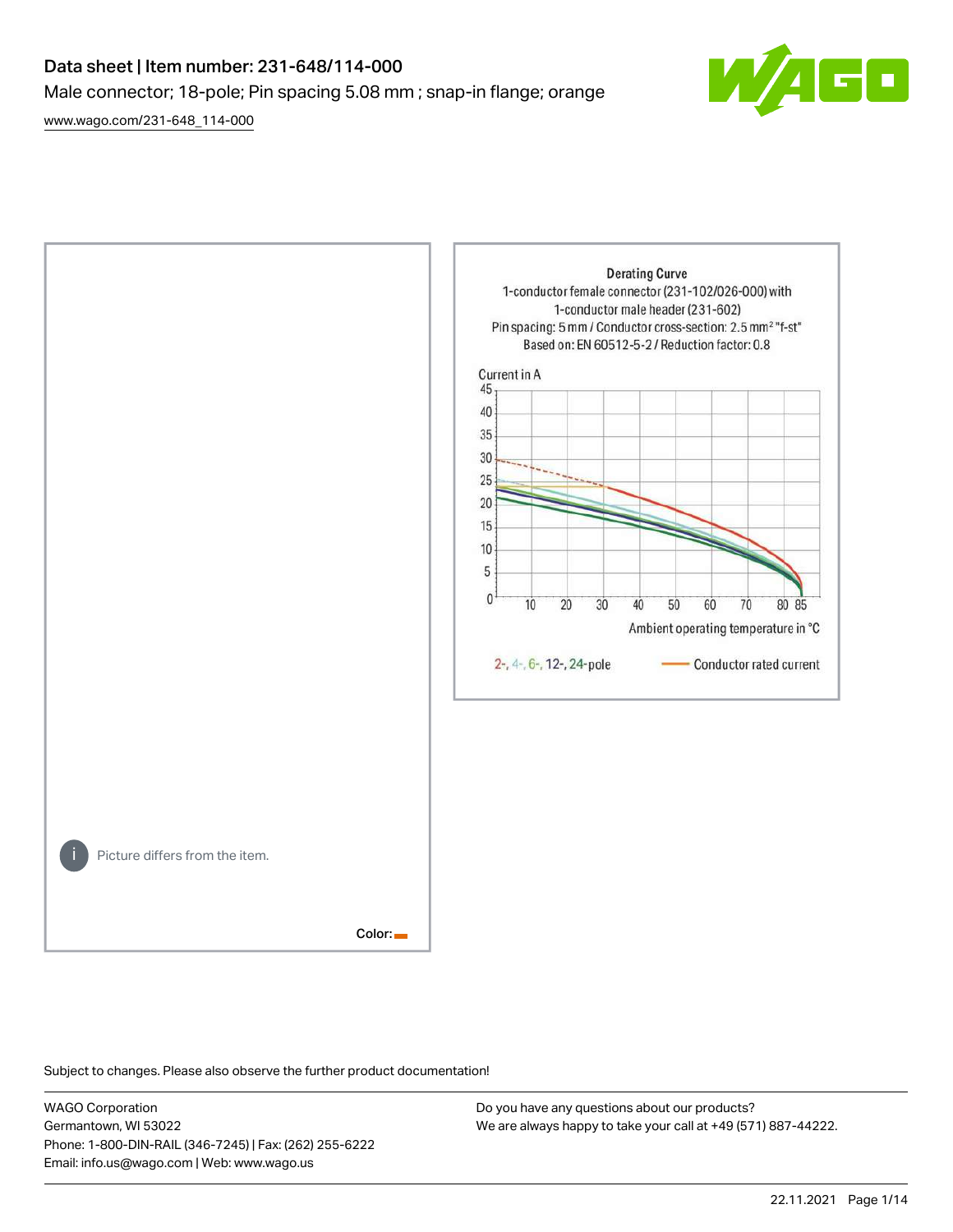# Data sheet | Item number: 231-648/114-000

Male connector; 18-pole; Pin spacing 5.08 mm ; snap-in flange; orange

www.wago.com/231-648_114-000

Picture differs from the item.

Color:

Derating Curve
1-conductor female connector (231-102/026-000) with
1-conductor male header (231-602)
Pin spacing: 5 mm / Conductor cross-section: 2.5 mm² "f-st"
Based on: EN 60512-5-2 / Reduction factor: 0.8

Current in A

Ambient operating temperature in °C

2-, 4-, 6-, 12-, 24-pole — Conductor rated current

Subject to changes. Please also observe the further product documentation!

WAGO Corporation
Germantown, WI 53022
Phone: 1-800-DIN-RAIL (346-7245) | Fax: (262) 255-6222
Email: info.us@wago.com | Web: www.wago.us

Do you have any questions about our products?
We are always happy to take your call at +49 (571) 887-44222.

22.11.2021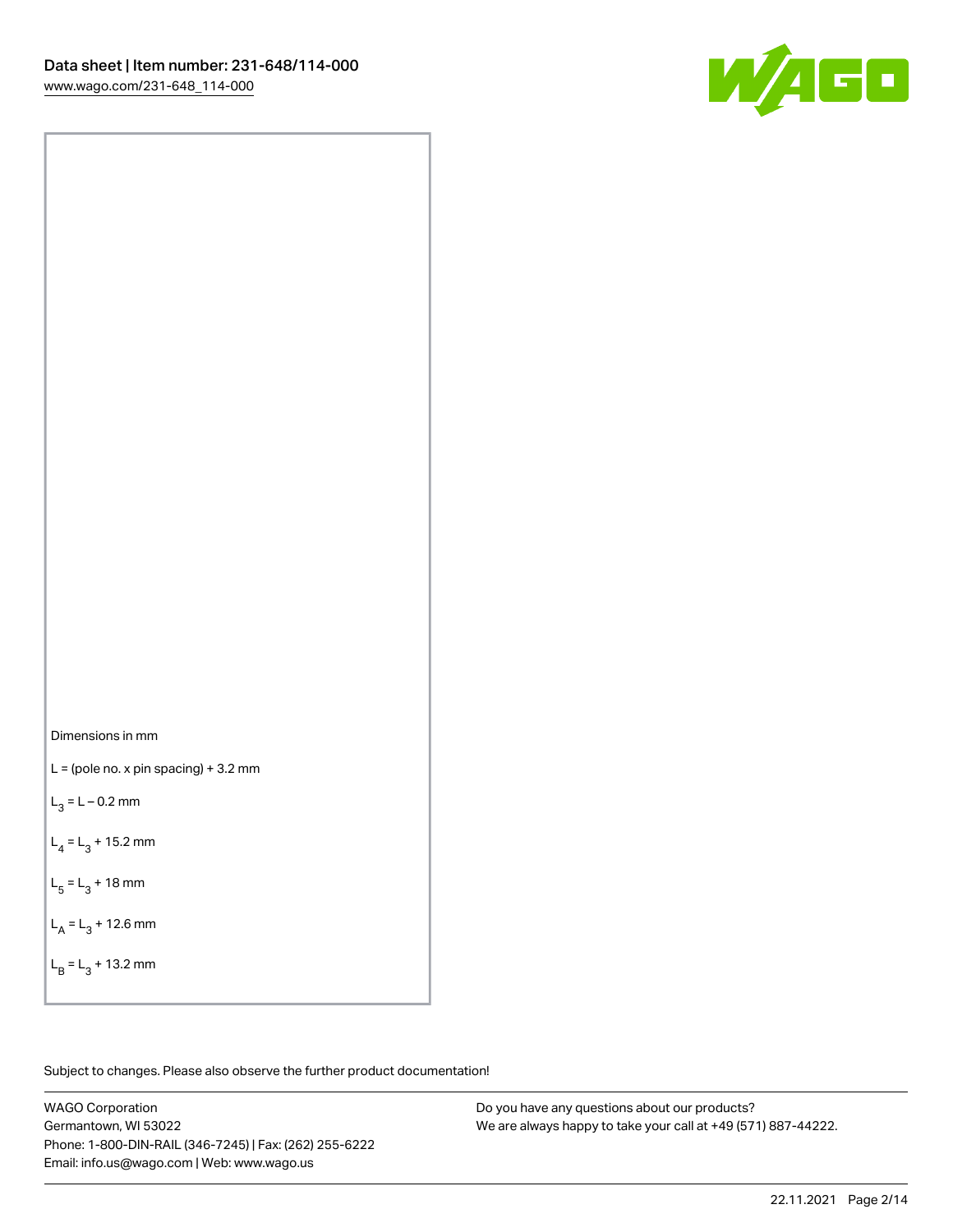Dimensions in mm

$L$ = (pole no. x pin spacing) + 3.2 mm

$L_3 = L - 0.2$ mm

$L_4 = L_3 + 15.2$ mm

$L_5 = L_3 + 18$ mm

$L_A = L_3 + 12.6$ mm

$L_B = L_3 + 13.2$ mm

Subject to changes. Please also observe the further product documentation!

WAGO Corporation
Germantown, WI 53022
Phone: 1-800-DIN-RAIL (346-7245) | Fax: (262) 255-6222
Email: info.us@wago.com | Web: www.wago.us

Do you have any questions about our products?
We are always happy to take your call at +49 (571) 887-44222.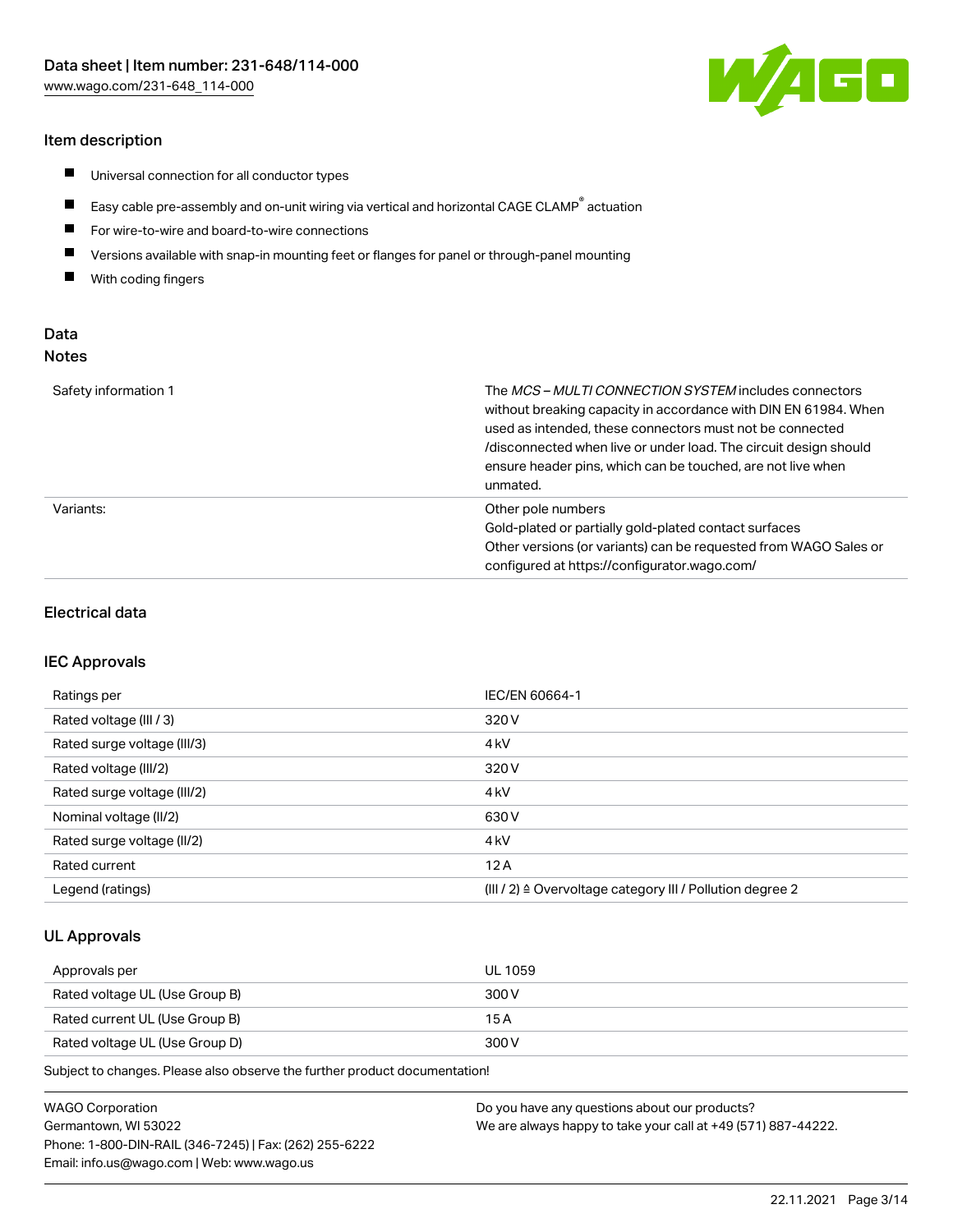## Item description

- Universal connection for all conductor types
- Easy cable pre-assembly and on-unit wiring via vertical and horizontal CAGE CLAMP® actuation
- For wire-to-wire and board-to-wire connections
- Versions available with snap-in mounting feet or flanges for panel or through-panel mounting
- With coding fingers

## Data

### Notes

| | |
|---|---|
| Safety information 1 | The *MCS – MULTI CONNECTION SYSTEM* includes connectors without breaking capacity in accordance with DIN EN 61984. When used as intended, these connectors must not be connected /disconnected when live or under load. The circuit design should ensure header pins, which can be touched, are not live when unmated. |
| Variants: | Other pole numbers<br>Gold-plated or partially gold-plated contact surfaces<br>Other versions (or variants) can be requested from WAGO Sales or configured at https://configurator.wago.com/ |

## Electrical data

### IEC Approvals

| | |
|---|---|
| Ratings per | IEC/EN 60664-1 |
| Rated voltage (III / 3) | 320 V |
| Rated surge voltage (III/3) | 4 kV |
| Rated voltage (III/2) | 320 V |
| Rated surge voltage (III/2) | 4 kV |
| Nominal voltage (II/2) | 630 V |
| Rated surge voltage (II/2) | 4 kV |
| Rated current | 12 A |
| Legend (ratings) | (III / 2) ≙ Overvoltage category III / Pollution degree 2 |

### UL Approvals

| | |
|---|---|
| Approvals per | UL 1059 |
| Rated voltage UL (Use Group B) | 300 V |
| Rated current UL (Use Group B) | 15 A |
| Rated voltage UL (Use Group D) | 300 V |

Subject to changes. Please also observe the further product documentation!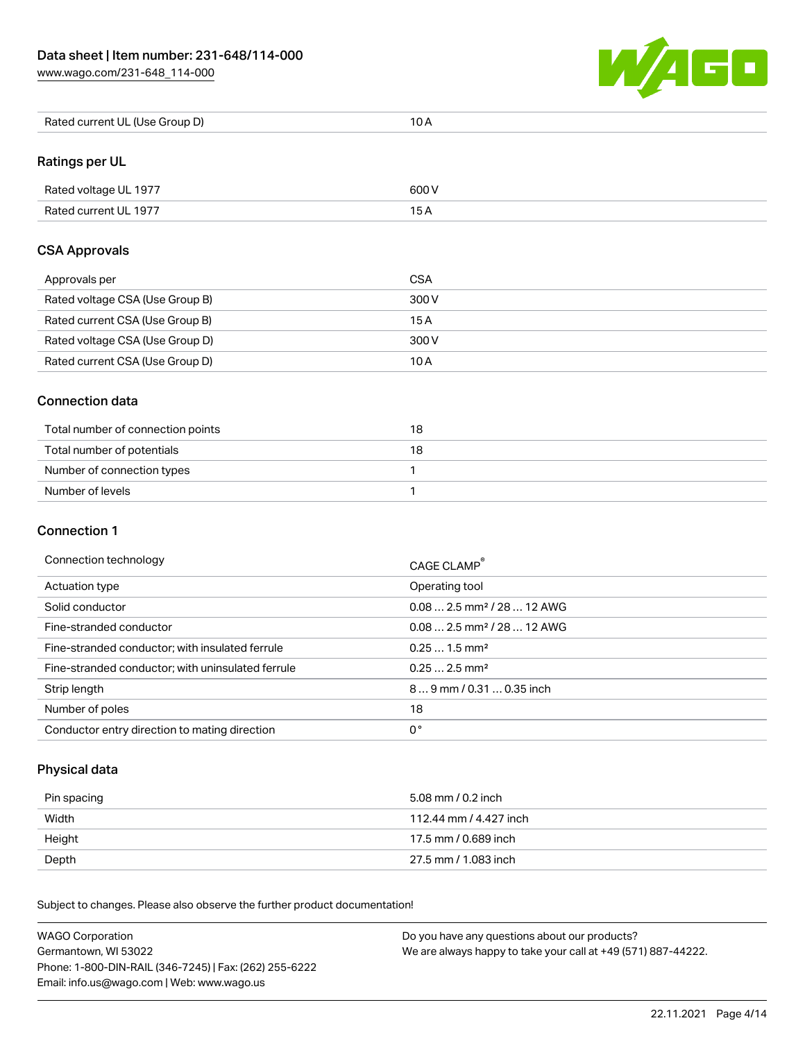| Rated current UL (Use Group D) | 10 A |
| --- | --- |

## Ratings per UL

| Rated voltage UL 1977 | 600 V |
| --- | --- |
| Rated current UL 1977 | 15 A |

## CSA Approvals

| Approvals per | CSA |
| --- | --- |
| Rated voltage CSA (Use Group B) | 300 V |
| Rated current CSA (Use Group B) | 15 A |
| Rated voltage CSA (Use Group D) | 300 V |
| Rated current CSA (Use Group D) | 10 A |

## Connection data

| Total number of connection points | 18 |
| --- | --- |
| Total number of potentials | 18 |
| Number of connection types | 1 |
| Number of levels | 1 |

## Connection 1

| Connection technology | CAGE CLAMP® |
| --- | --- |
| Actuation type | Operating tool |
| Solid conductor | 0.08 … 2.5 mm² / 28 … 12 AWG |
| Fine-stranded conductor | 0.08 … 2.5 mm² / 28 … 12 AWG |
| Fine-stranded conductor; with insulated ferrule | 0.25 … 1.5 mm² |
| Fine-stranded conductor; with uninsulated ferrule | 0.25 … 2.5 mm² |
| Strip length | 8 … 9 mm / 0.31 … 0.35 inch |
| Number of poles | 18 |
| Conductor entry direction to mating direction | 0 ° |

## Physical data

| Pin spacing | 5.08 mm / 0.2 inch |
| --- | --- |
| Width | 112.44 mm / 4.427 inch |
| Height | 17.5 mm / 0.689 inch |
| Depth | 27.5 mm / 1.083 inch |

Subject to changes. Please also observe the further product documentation!

WAGO Corporation
Germantown, WI 53022
Phone: 1-800-DIN-RAIL (346-7245) | Fax: (262) 255-6222
Email: info.us@wago.com | Web: www.wago.us

Do you have any questions about our products?
We are always happy to take your call at +49 (571) 887-44222.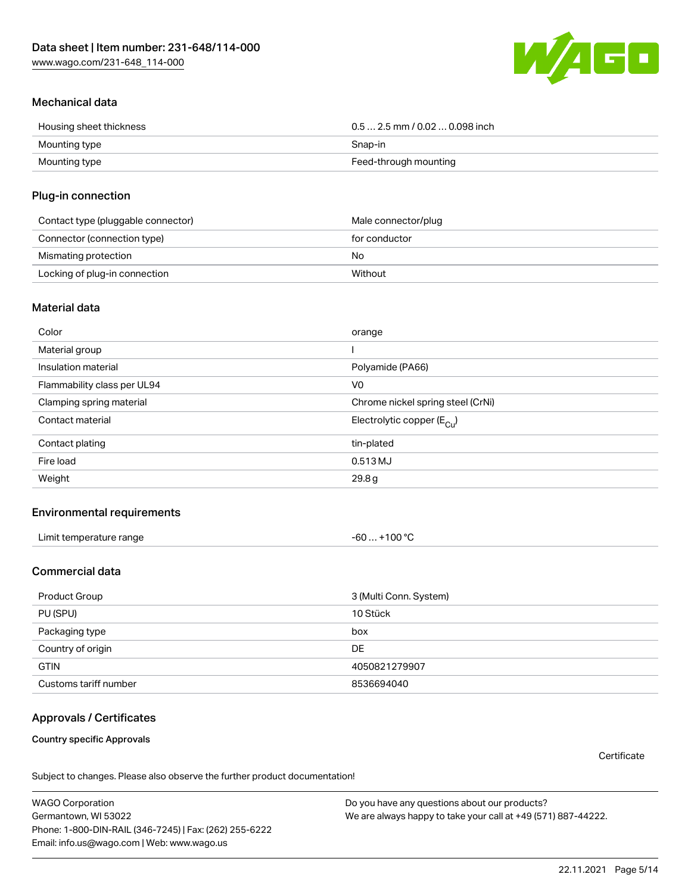## Mechanical data

| | |
|---|---|
| Housing sheet thickness | 0.5 … 2.5 mm / 0.02 … 0.098 inch |
| Mounting type | Snap-in |
| Mounting type | Feed-through mounting |

## Plug-in connection

| | |
|---|---|
| Contact type (pluggable connector) | Male connector/plug |
| Connector (connection type) | for conductor |
| Mismating protection | No |
| Locking of plug-in connection | Without |

## Material data

| | |
|---|---|
| Color | orange |
| Material group | I |
| Insulation material | Polyamide (PA66) |
| Flammability class per UL94 | V0 |
| Clamping spring material | Chrome nickel spring steel (CrNi) |
| Contact material | Electrolytic copper ($E_{Cu}$) |
| Contact plating | tin-plated |
| Fire load | 0.513 MJ |
| Weight | 29.8 g |

## Environmental requirements

| | |
|---|---|
| Limit temperature range | -60 … +100 °C |

## Commercial data

| | |
|---|---|
| Product Group | 3 (Multi Conn. System) |
| PU (SPU) | 10 Stück |
| Packaging type | box |
| Country of origin | DE |
| GTIN | 4050821279907 |
| Customs tariff number | 8536694040 |

## Approvals / Certificates

**Country specific Approvals**

Certificate

Subject to changes. Please also observe the further product documentation!

WAGO Corporation
Germantown, WI 53022
Phone: 1-800-DIN-RAIL (346-7245) | Fax: (262) 255-6222
Email: info.us@wago.com | Web: www.wago.us

Do you have any questions about our products?
We are always happy to take your call at +49 (571) 887-44222.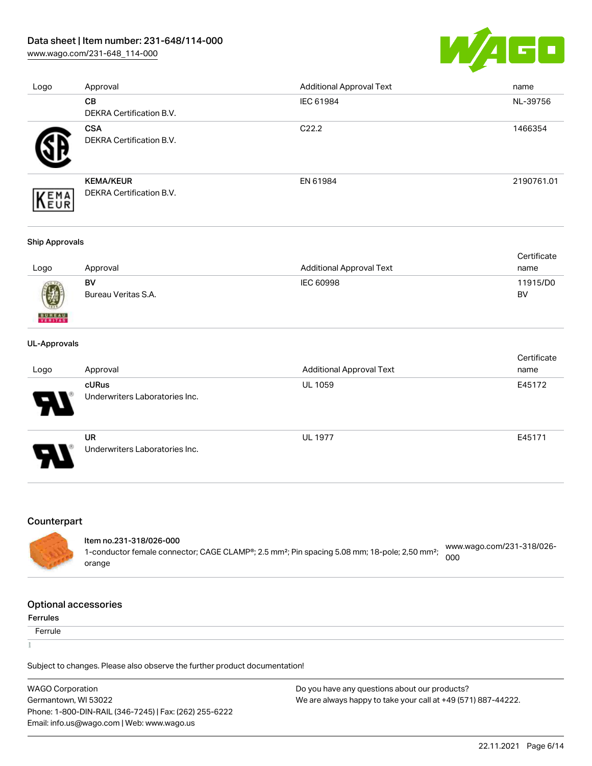| Logo | Approval | Additional Approval Text | name |
| --- | --- | --- | --- |
| | **CB**<br>DEKRA Certification B.V. | IEC 61984 | NL-39756 |
| | **CSA**<br>DEKRA Certification B.V. | C22.2 | 1466354 |
| | **KEMA/KEUR**<br>DEKRA Certification B.V. | EN 61984 | 2190761.01 |

**Ship Approvals**

| Logo | Approval | Additional Approval Text | Certificate name |
| --- | --- | --- | --- |
| | **BV**<br>Bureau Veritas S.A. | IEC 60998 | 11915/D0 BV |

**UL-Approvals**

| Logo | Approval | Additional Approval Text | Certificate name |
| --- | --- | --- | --- |
| | **cURus**<br>Underwriters Laboratories Inc. | UL 1059 | E45172 |
| | **UR**<br>Underwriters Laboratories Inc. | UL 1977 | E45171 |

## Counterpart

**Item no.231-318/026-000**
1-conductor female connector; CAGE CLAMP®; 2.5 mm²; Pin spacing 5.08 mm; 18-pole; 2,50 mm²; orange
www.wago.com/231-318/026-000

## Optional accessories

**Ferrules**

Ferrule

Subject to changes. Please also observe the further product documentation!

WAGO Corporation
Germantown, WI 53022
Phone: 1-800-DIN-RAIL (346-7245) | Fax: (262) 255-6222
Email: info.us@wago.com | Web: www.wago.us

Do you have any questions about our products?
We are always happy to take your call at +49 (571) 887-44222.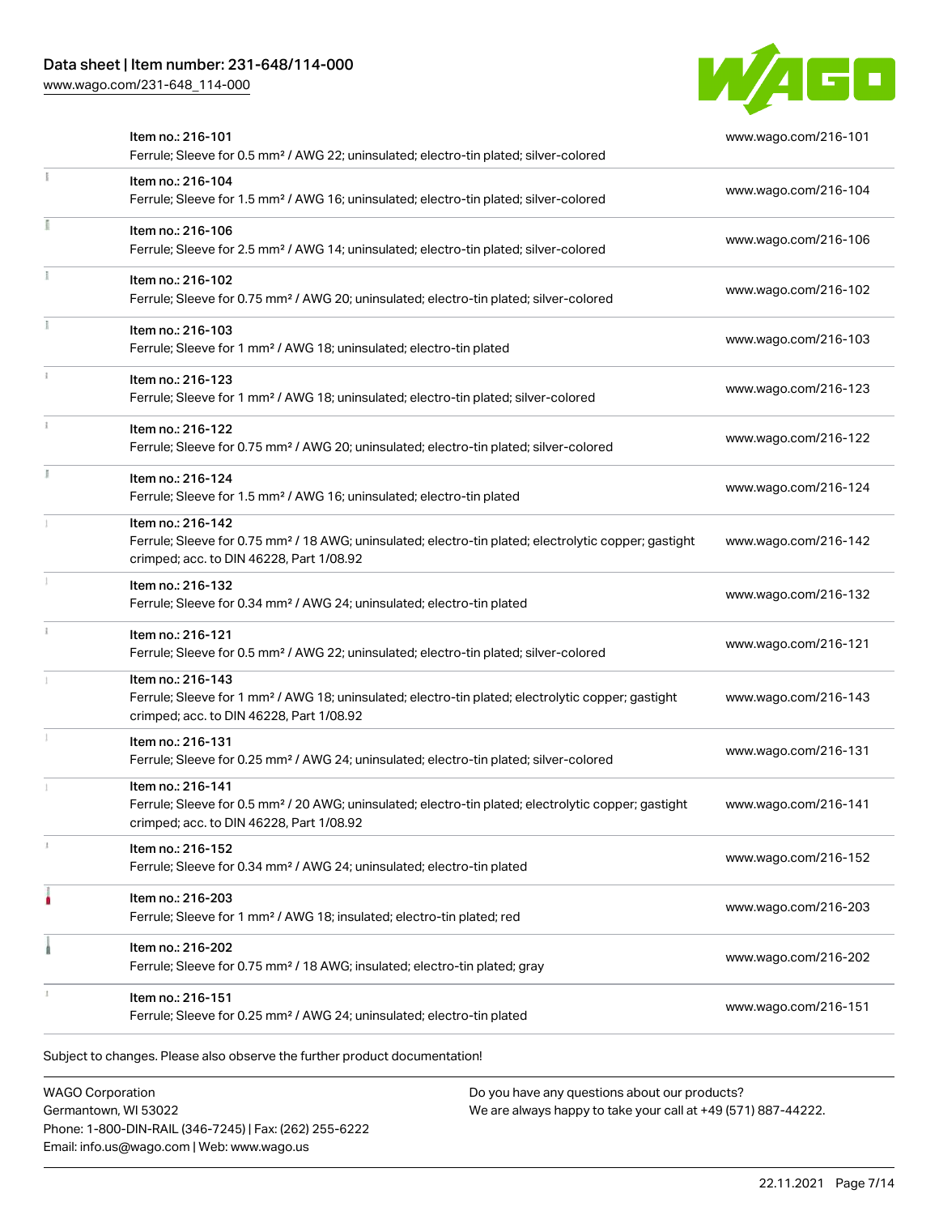| Item | Link |
| --- | --- |
| Item no.: 216-101<br>Ferrule; Sleeve for 0.5 mm² / AWG 22; uninsulated; electro-tin plated; silver-colored | www.wago.com/216-101 |
| Item no.: 216-104<br>Ferrule; Sleeve for 1.5 mm² / AWG 16; uninsulated; electro-tin plated; silver-colored | www.wago.com/216-104 |
| Item no.: 216-106<br>Ferrule; Sleeve for 2.5 mm² / AWG 14; uninsulated; electro-tin plated; silver-colored | www.wago.com/216-106 |
| Item no.: 216-102<br>Ferrule; Sleeve for 0.75 mm² / AWG 20; uninsulated; electro-tin plated; silver-colored | www.wago.com/216-102 |
| Item no.: 216-103<br>Ferrule; Sleeve for 1 mm² / AWG 18; uninsulated; electro-tin plated | www.wago.com/216-103 |
| Item no.: 216-123<br>Ferrule; Sleeve for 1 mm² / AWG 18; uninsulated; electro-tin plated; silver-colored | www.wago.com/216-123 |
| Item no.: 216-122<br>Ferrule; Sleeve for 0.75 mm² / AWG 20; uninsulated; electro-tin plated; silver-colored | www.wago.com/216-122 |
| Item no.: 216-124<br>Ferrule; Sleeve for 1.5 mm² / AWG 16; uninsulated; electro-tin plated | www.wago.com/216-124 |
| Item no.: 216-142<br>Ferrule; Sleeve for 0.75 mm² / 18 AWG; uninsulated; electro-tin plated; electrolytic copper; gastight crimped; acc. to DIN 46228, Part 1/08.92 | www.wago.com/216-142 |
| Item no.: 216-132<br>Ferrule; Sleeve for 0.34 mm² / AWG 24; uninsulated; electro-tin plated | www.wago.com/216-132 |
| Item no.: 216-121<br>Ferrule; Sleeve for 0.5 mm² / AWG 22; uninsulated; electro-tin plated; silver-colored | www.wago.com/216-121 |
| Item no.: 216-143<br>Ferrule; Sleeve for 1 mm² / AWG 18; uninsulated; electro-tin plated; electrolytic copper; gastight crimped; acc. to DIN 46228, Part 1/08.92 | www.wago.com/216-143 |
| Item no.: 216-131<br>Ferrule; Sleeve for 0.25 mm² / AWG 24; uninsulated; electro-tin plated; silver-colored | www.wago.com/216-131 |
| Item no.: 216-141<br>Ferrule; Sleeve for 0.5 mm² / 20 AWG; uninsulated; electro-tin plated; electrolytic copper; gastight crimped; acc. to DIN 46228, Part 1/08.92 | www.wago.com/216-141 |
| Item no.: 216-152<br>Ferrule; Sleeve for 0.34 mm² / AWG 24; uninsulated; electro-tin plated | www.wago.com/216-152 |
| Item no.: 216-203<br>Ferrule; Sleeve for 1 mm² / AWG 18; insulated; electro-tin plated; red | www.wago.com/216-203 |
| Item no.: 216-202<br>Ferrule; Sleeve for 0.75 mm² / 18 AWG; insulated; electro-tin plated; gray | www.wago.com/216-202 |
| Item no.: 216-151<br>Ferrule; Sleeve for 0.25 mm² / AWG 24; uninsulated; electro-tin plated | www.wago.com/216-151 |

Subject to changes. Please also observe the further product documentation!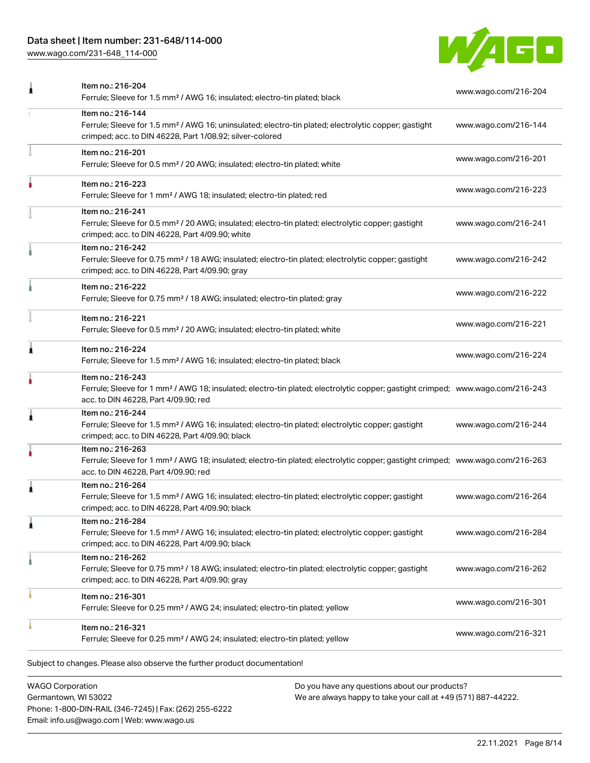| Item | Description | Link |
| --- | --- | --- |
| Item no.: 216-204 | Ferrule; Sleeve for 1.5 mm² / AWG 16; insulated; electro-tin plated; black | www.wago.com/216-204 |
| Item no.: 216-144 | Ferrule; Sleeve for 1.5 mm² / AWG 16; uninsulated; electro-tin plated; electrolytic copper; gastight crimped; acc. to DIN 46228, Part 1/08.92; silver-colored | www.wago.com/216-144 |
| Item no.: 216-201 | Ferrule; Sleeve for 0.5 mm² / 20 AWG; insulated; electro-tin plated; white | www.wago.com/216-201 |
| Item no.: 216-223 | Ferrule; Sleeve for 1 mm² / AWG 18; insulated; electro-tin plated; red | www.wago.com/216-223 |
| Item no.: 216-241 | Ferrule; Sleeve for 0.5 mm² / 20 AWG; insulated; electro-tin plated; electrolytic copper; gastight crimped; acc. to DIN 46228, Part 4/09.90; white | www.wago.com/216-241 |
| Item no.: 216-242 | Ferrule; Sleeve for 0.75 mm² / 18 AWG; insulated; electro-tin plated; electrolytic copper; gastight crimped; acc. to DIN 46228, Part 4/09.90; gray | www.wago.com/216-242 |
| Item no.: 216-222 | Ferrule; Sleeve for 0.75 mm² / 18 AWG; insulated; electro-tin plated; gray | www.wago.com/216-222 |
| Item no.: 216-221 | Ferrule; Sleeve for 0.5 mm² / 20 AWG; insulated; electro-tin plated; white | www.wago.com/216-221 |
| Item no.: 216-224 | Ferrule; Sleeve for 1.5 mm² / AWG 16; insulated; electro-tin plated; black | www.wago.com/216-224 |
| Item no.: 216-243 | Ferrule; Sleeve for 1 mm² / AWG 18; insulated; electro-tin plated; electrolytic copper; gastight crimped; acc. to DIN 46228, Part 4/09.90; red | www.wago.com/216-243 |
| Item no.: 216-244 | Ferrule; Sleeve for 1.5 mm² / AWG 16; insulated; electro-tin plated; electrolytic copper; gastight crimped; acc. to DIN 46228, Part 4/09.90; black | www.wago.com/216-244 |
| Item no.: 216-263 | Ferrule; Sleeve for 1 mm² / AWG 18; insulated; electro-tin plated; electrolytic copper; gastight crimped; acc. to DIN 46228, Part 4/09.90; red | www.wago.com/216-263 |
| Item no.: 216-264 | Ferrule; Sleeve for 1.5 mm² / AWG 16; insulated; electro-tin plated; electrolytic copper; gastight crimped; acc. to DIN 46228, Part 4/09.90; black | www.wago.com/216-264 |
| Item no.: 216-284 | Ferrule; Sleeve for 1.5 mm² / AWG 16; insulated; electro-tin plated; electrolytic copper; gastight crimped; acc. to DIN 46228, Part 4/09.90; black | www.wago.com/216-284 |
| Item no.: 216-262 | Ferrule; Sleeve for 0.75 mm² / 18 AWG; insulated; electro-tin plated; electrolytic copper; gastight crimped; acc. to DIN 46228, Part 4/09.90; gray | www.wago.com/216-262 |
| Item no.: 216-301 | Ferrule; Sleeve for 0.25 mm² / AWG 24; insulated; electro-tin plated; yellow | www.wago.com/216-301 |
| Item no.: 216-321 | Ferrule; Sleeve for 0.25 mm² / AWG 24; insulated; electro-tin plated; yellow | www.wago.com/216-321 |

Subject to changes. Please also observe the further product documentation!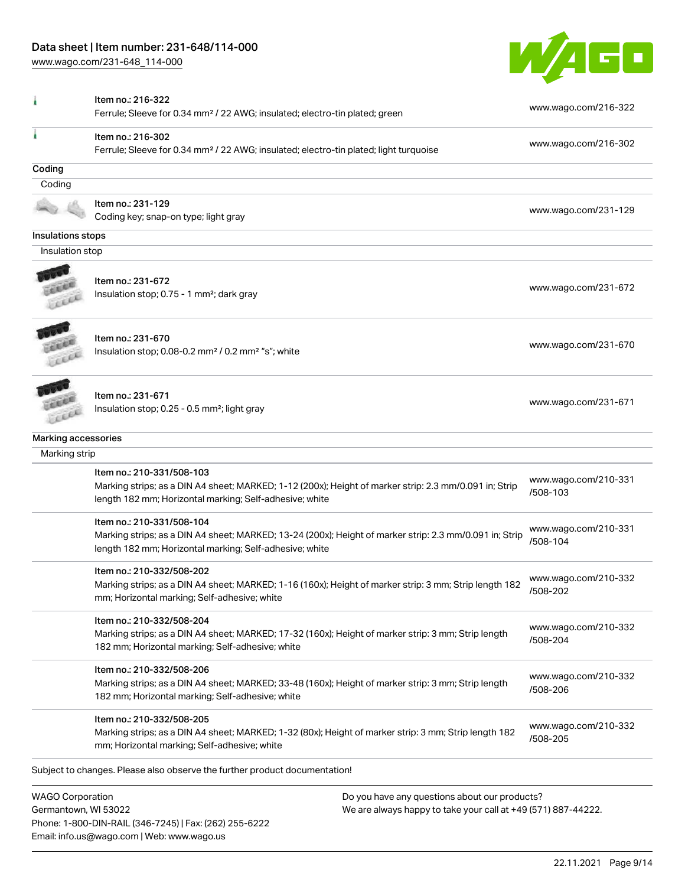| Item | Link |
| --- | --- |
| Item no.: 216-322<br>Ferrule; Sleeve for 0.34 mm² / 22 AWG; insulated; electro-tin plated; green | www.wago.com/216-322 |
| Item no.: 216-302<br>Ferrule; Sleeve for 0.34 mm² / 22 AWG; insulated; electro-tin plated; light turquoise | www.wago.com/216-302 |

## Coding

### Coding

| Item | Link |
| --- | --- |
| Item no.: 231-129<br>Coding key; snap-on type; light gray | www.wago.com/231-129 |

## Insulations stops

### Insulation stop

| Item | Link |
| --- | --- |
| Item no.: 231-672<br>Insulation stop; 0.75 - 1 mm²; dark gray | www.wago.com/231-672 |
| Item no.: 231-670<br>Insulation stop; 0.08-0.2 mm² / 0.2 mm² "s"; white | www.wago.com/231-670 |
| Item no.: 231-671<br>Insulation stop; 0.25 - 0.5 mm²; light gray | www.wago.com/231-671 |

## Marking accessories

### Marking strip

| Item | Link |
| --- | --- |
| Item no.: 210-331/508-103<br>Marking strips; as a DIN A4 sheet; MARKED; 1-12 (200x); Height of marker strip: 2.3 mm/0.091 in; Strip length 182 mm; Horizontal marking; Self-adhesive; white | www.wago.com/210-331/508-103 |
| Item no.: 210-331/508-104<br>Marking strips; as a DIN A4 sheet; MARKED; 13-24 (200x); Height of marker strip: 2.3 mm/0.091 in; Strip length 182 mm; Horizontal marking; Self-adhesive; white | www.wago.com/210-331/508-104 |
| Item no.: 210-332/508-202<br>Marking strips; as a DIN A4 sheet; MARKED; 1-16 (160x); Height of marker strip: 3 mm; Strip length 182 mm; Horizontal marking; Self-adhesive; white | www.wago.com/210-332/508-202 |
| Item no.: 210-332/508-204<br>Marking strips; as a DIN A4 sheet; MARKED; 17-32 (160x); Height of marker strip: 3 mm; Strip length 182 mm; Horizontal marking; Self-adhesive; white | www.wago.com/210-332/508-204 |
| Item no.: 210-332/508-206<br>Marking strips; as a DIN A4 sheet; MARKED; 33-48 (160x); Height of marker strip: 3 mm; Strip length 182 mm; Horizontal marking; Self-adhesive; white | www.wago.com/210-332/508-206 |
| Item no.: 210-332/508-205<br>Marking strips; as a DIN A4 sheet; MARKED; 1-32 (80x); Height of marker strip: 3 mm; Strip length 182 mm; Horizontal marking; Self-adhesive; white | www.wago.com/210-332/508-205 |

Subject to changes. Please also observe the further product documentation!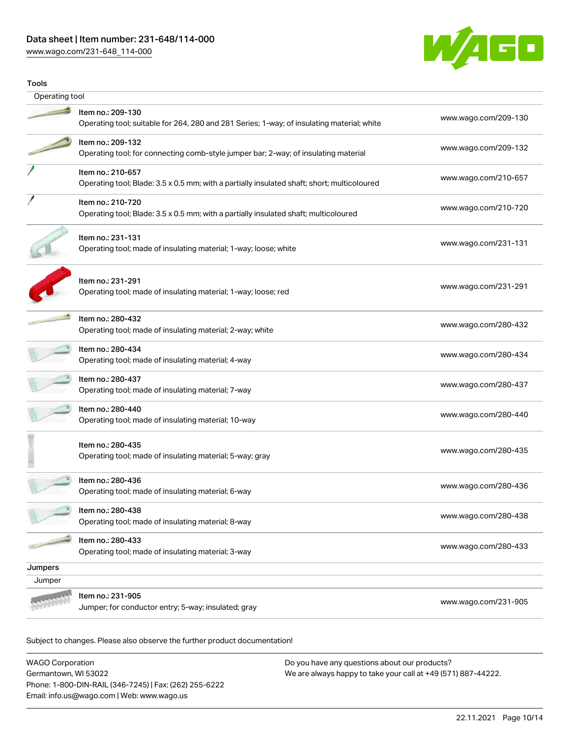## Tools

### Operating tool

| Item | Link |
|---|---|
| Item no.: 209-130<br>Operating tool; suitable for 264, 280 and 281 Series; 1-way; of insulating material; white | www.wago.com/209-130 |
| Item no.: 209-132<br>Operating tool; for connecting comb-style jumper bar; 2-way; of insulating material | www.wago.com/209-132 |
| Item no.: 210-657<br>Operating tool; Blade: 3.5 x 0.5 mm; with a partially insulated shaft; short; multicoloured | www.wago.com/210-657 |
| Item no.: 210-720<br>Operating tool; Blade: 3.5 x 0.5 mm; with a partially insulated shaft; multicoloured | www.wago.com/210-720 |
| Item no.: 231-131<br>Operating tool; made of insulating material; 1-way; loose; white | www.wago.com/231-131 |
| Item no.: 231-291<br>Operating tool; made of insulating material; 1-way; loose; red | www.wago.com/231-291 |
| Item no.: 280-432<br>Operating tool; made of insulating material; 2-way; white | www.wago.com/280-432 |
| Item no.: 280-434<br>Operating tool; made of insulating material; 4-way | www.wago.com/280-434 |
| Item no.: 280-437<br>Operating tool; made of insulating material; 7-way | www.wago.com/280-437 |
| Item no.: 280-440<br>Operating tool; made of insulating material; 10-way | www.wago.com/280-440 |
| Item no.: 280-435<br>Operating tool; made of insulating material; 5-way; gray | www.wago.com/280-435 |
| Item no.: 280-436<br>Operating tool; made of insulating material; 6-way | www.wago.com/280-436 |
| Item no.: 280-438<br>Operating tool; made of insulating material; 8-way | www.wago.com/280-438 |
| Item no.: 280-433<br>Operating tool; made of insulating material; 3-way | www.wago.com/280-433 |

## Jumpers

### Jumper

| Item | Link |
|---|---|
| Item no.: 231-905<br>Jumper; for conductor entry; 5-way; insulated; gray | www.wago.com/231-905 |

Subject to changes. Please also observe the further product documentation!

WAGO Corporation
Germantown, WI 53022
Phone: 1-800-DIN-RAIL (346-7245) | Fax: (262) 255-6222
Email: info.us@wago.com | Web: www.wago.us

Do you have any questions about our products?
We are always happy to take your call at +49 (571) 887-44222.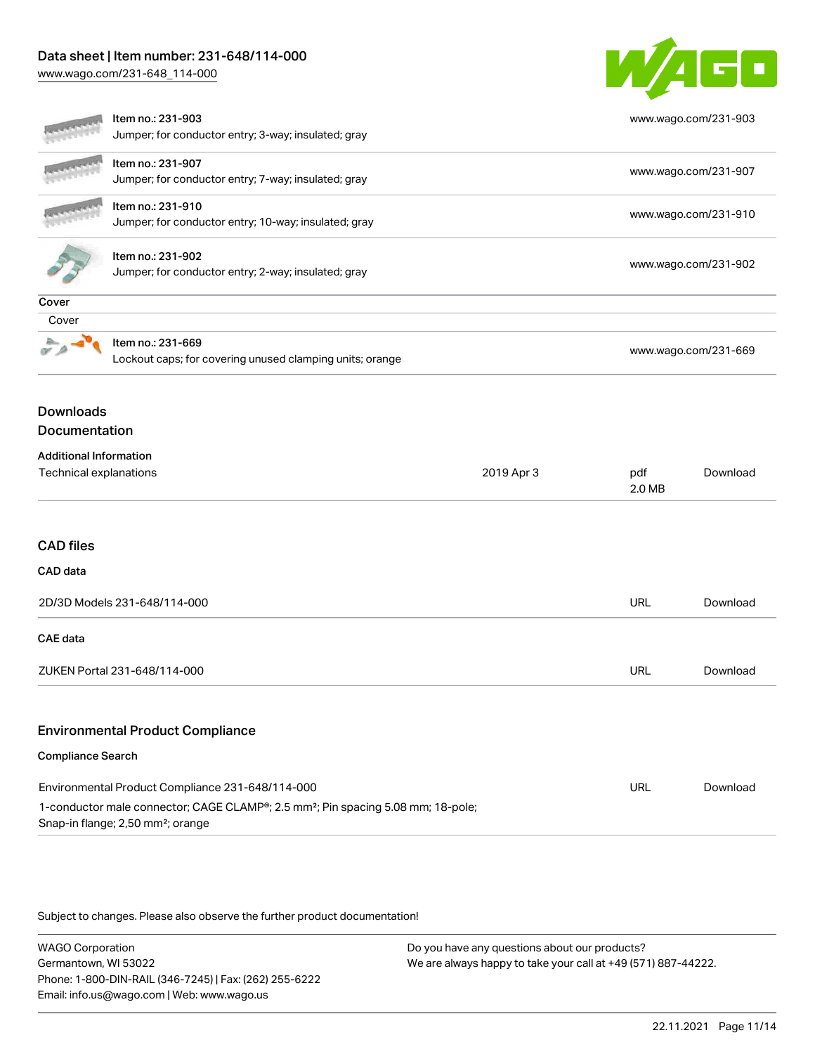| Item | URL |
| --- | --- |
| Item no.: 231-903<br>Jumper; for conductor entry; 3-way; insulated; gray | www.wago.com/231-903 |
| Item no.: 231-907<br>Jumper; for conductor entry; 7-way; insulated; gray | www.wago.com/231-907 |
| Item no.: 231-910<br>Jumper; for conductor entry; 10-way; insulated; gray | www.wago.com/231-910 |
| Item no.: 231-902<br>Jumper; for conductor entry; 2-way; insulated; gray | www.wago.com/231-902 |

**Cover**

Cover

| Item | URL |
| --- | --- |
| Item no.: 231-669<br>Lockout caps; for covering unused clamping units; orange | www.wago.com/231-669 |

## Downloads

### Documentation

**Additional Information**

| | | | |
| --- | --- | --- | --- |
| Technical explanations | 2019 Apr 3 | pdf<br>2.0 MB | Download |

### CAD files

**CAD data**

| | | |
| --- | --- | --- |
| 2D/3D Models 231-648/114-000 | URL | Download |

**CAE data**

| | | |
| --- | --- | --- |
| ZUKEN Portal 231-648/114-000 | URL | Download |

### Environmental Product Compliance

**Compliance Search**

| | | |
| --- | --- | --- |
| Environmental Product Compliance 231-648/114-000<br>1-conductor male connector; CAGE CLAMP®; 2.5 mm²; Pin spacing 5.08 mm; 18-pole; Snap-in flange; 2,50 mm²; orange | URL | Download |

Subject to changes. Please also observe the further product documentation!

WAGO Corporation
Germantown, WI 53022
Phone: 1-800-DIN-RAIL (346-7245) | Fax: (262) 255-6222
Email: info.us@wago.com | Web: www.wago.us

Do you have any questions about our products?
We are always happy to take your call at +49 (571) 887-44222.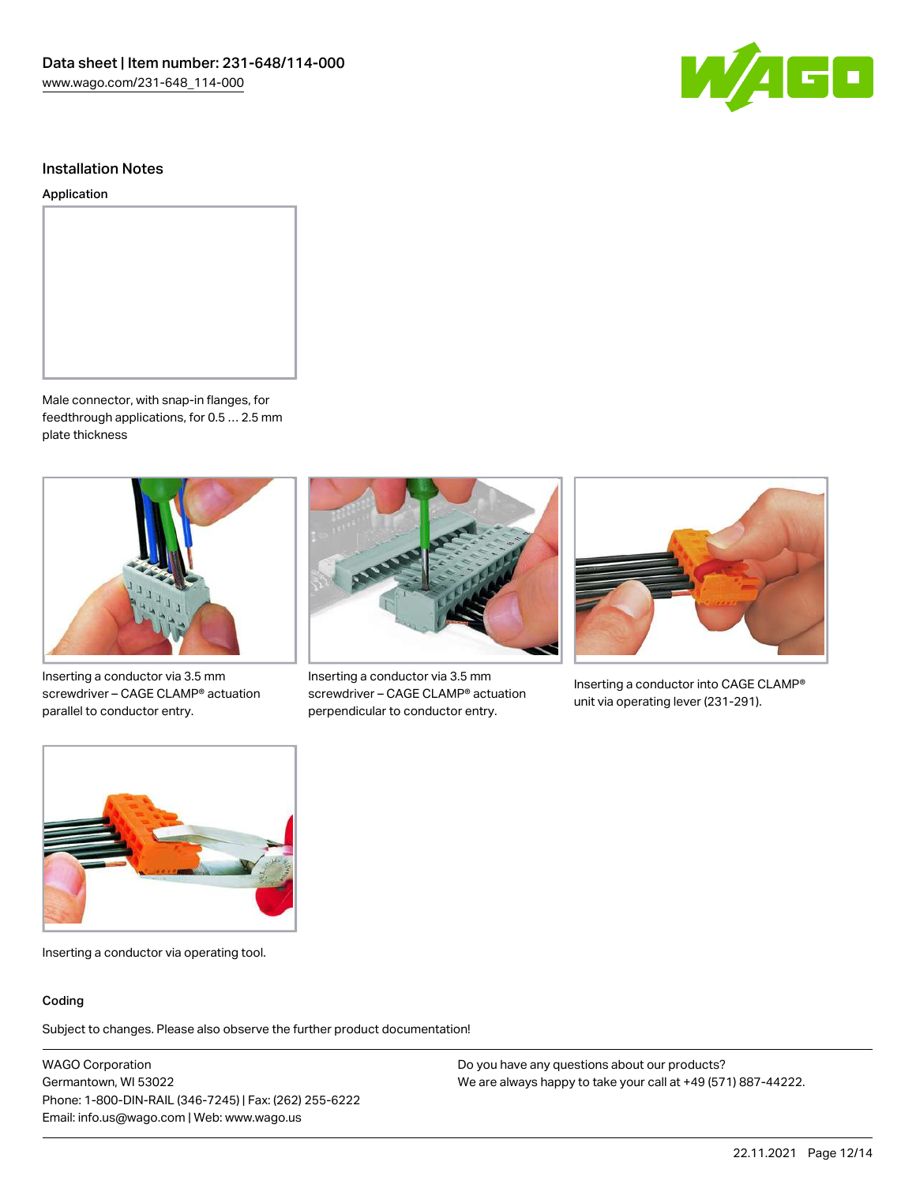## Installation Notes

### Application

Male connector, with snap-in flanges, for feedthrough applications, for 0.5 … 2.5 mm plate thickness

Inserting a conductor via 3.5 mm screwdriver – CAGE CLAMP® actuation parallel to conductor entry.

Inserting a conductor via 3.5 mm screwdriver – CAGE CLAMP® actuation perpendicular to conductor entry.

Inserting a conductor into CAGE CLAMP® unit via operating lever (231-291).

Inserting a conductor via operating tool.

### Coding

Subject to changes. Please also observe the further product documentation!

WAGO Corporation
Germantown, WI 53022
Phone: 1-800-DIN-RAIL (346-7245) | Fax: (262) 255-6222
Email: info.us@wago.com | Web: www.wago.us

Do you have any questions about our products?
We are always happy to take your call at +49 (571) 887-44222.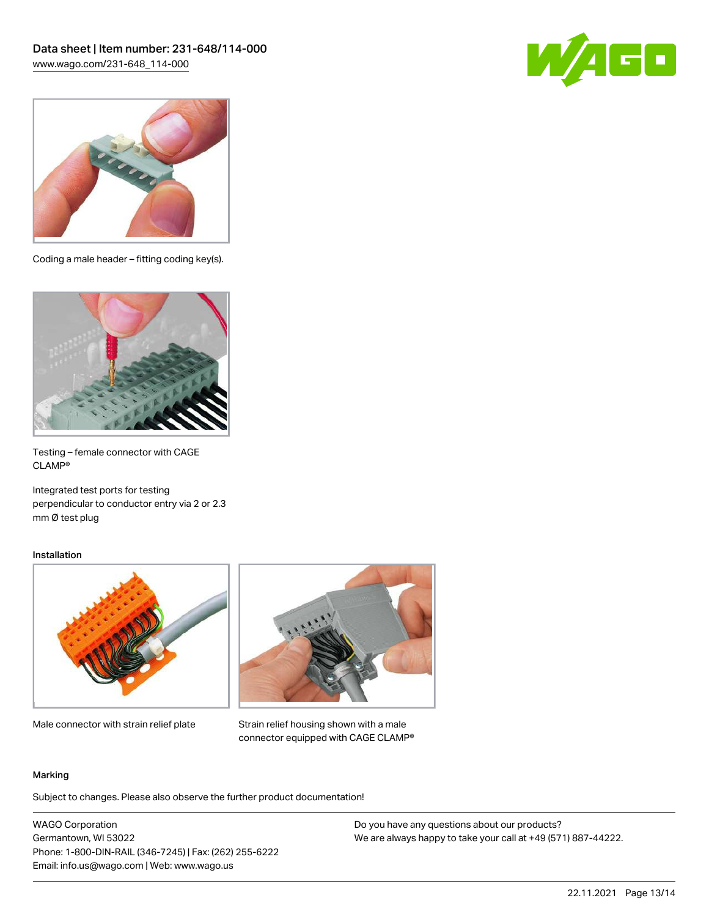Coding a male header – fitting coding key(s).

Testing – female connector with CAGE CLAMP®

Integrated test ports for testing perpendicular to conductor entry via 2 or 2.3 mm Ø test plug

## Installation

Male connector with strain relief plate

Strain relief housing shown with a male connector equipped with CAGE CLAMP®

## Marking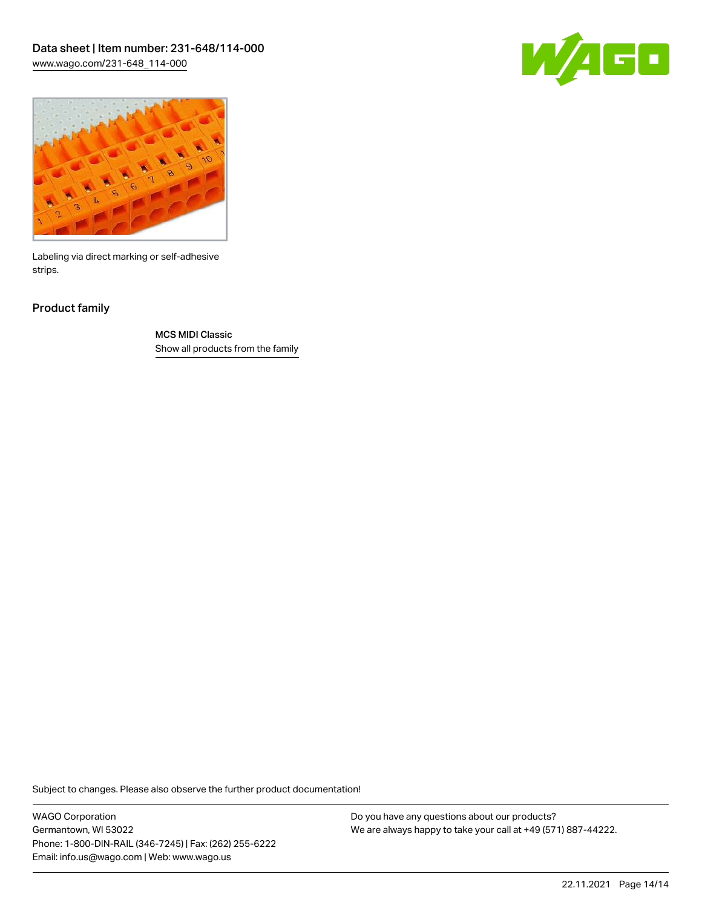Labeling via direct marking or self-adhesive strips.

## Product family

MCS MIDI Classic
Show all products from the family

Subject to changes. Please also observe the further product documentation!

WAGO Corporation
Germantown, WI 53022
Phone: 1-800-DIN-RAIL (346-7245) | Fax: (262) 255-6222
Email: info.us@wago.com | Web: www.wago.us

Do you have any questions about our products?
We are always happy to take your call at +49 (571) 887-44222.